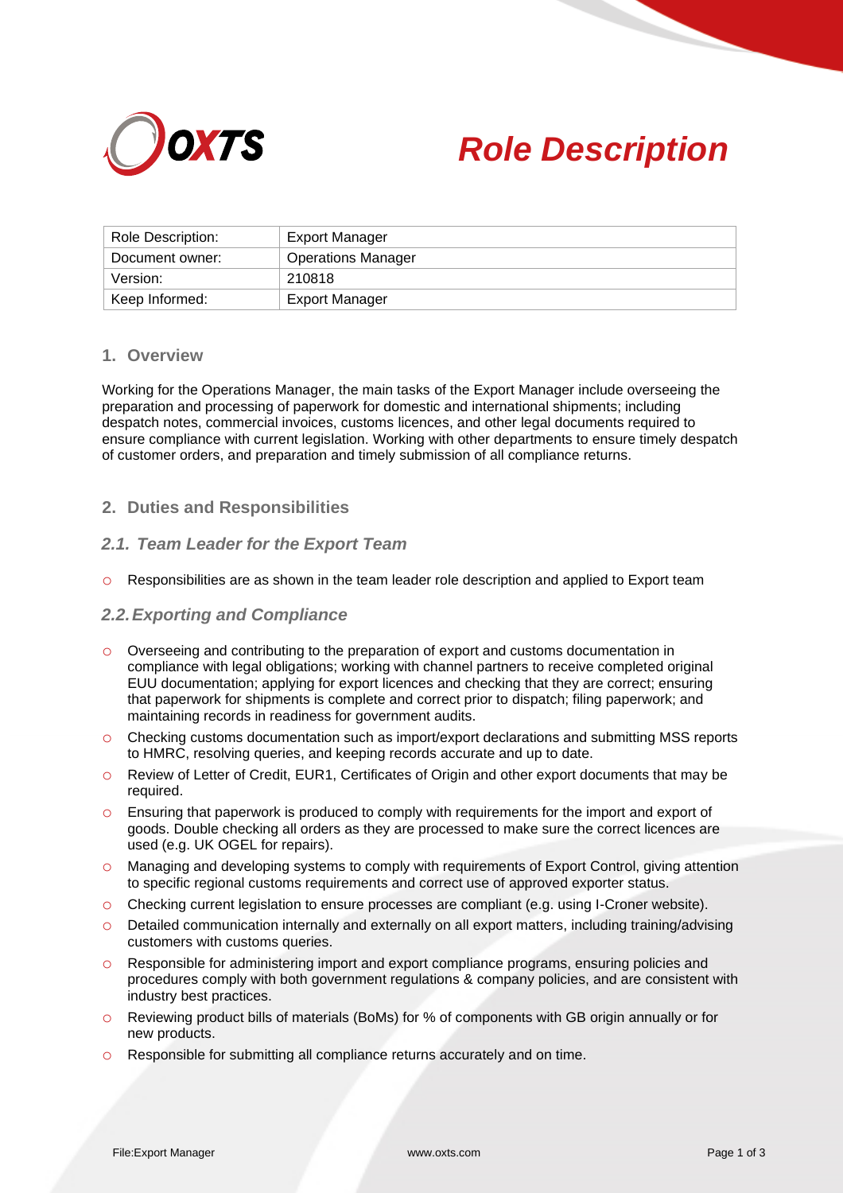# Role Description

| Role Description: | Export Manager |
|---|---|
| Document owner: | Operations Manager |
| Version: | 210818 |
| Keep Informed: | Export Manager |

## 1. Overview

Working for the Operations Manager, the main tasks of the Export Manager include overseeing the preparation and processing of paperwork for domestic and international shipments; including despatch notes, commercial invoices, customs licences, and other legal documents required to ensure compliance with current legislation. Working with other departments to ensure timely despatch of customer orders, and preparation and timely submission of all compliance returns.

## 2. Duties and Responsibilities

### *2.1. Team Leader for the Export Team*

- Responsibilities are as shown in the team leader role description and applied to Export team

### *2.2. Exporting and Compliance*

- Overseeing and contributing to the preparation of export and customs documentation in compliance with legal obligations; working with channel partners to receive completed original EUU documentation; applying for export licences and checking that they are correct; ensuring that paperwork for shipments is complete and correct prior to dispatch; filing paperwork; and maintaining records in readiness for government audits.
- Checking customs documentation such as import/export declarations and submitting MSS reports to HMRC, resolving queries, and keeping records accurate and up to date.
- Review of Letter of Credit, EUR1, Certificates of Origin and other export documents that may be required.
- Ensuring that paperwork is produced to comply with requirements for the import and export of goods. Double checking all orders as they are processed to make sure the correct licences are used (e.g. UK OGEL for repairs).
- Managing and developing systems to comply with requirements of Export Control, giving attention to specific regional customs requirements and correct use of approved exporter status.
- Checking current legislation to ensure processes are compliant (e.g. using I-Croner website).
- Detailed communication internally and externally on all export matters, including training/advising customers with customs queries.
- Responsible for administering import and export compliance programs, ensuring policies and procedures comply with both government regulations & company policies, and are consistent with industry best practices.
- Reviewing product bills of materials (BoMs) for % of components with GB origin annually or for new products.
- Responsible for submitting all compliance returns accurately and on time.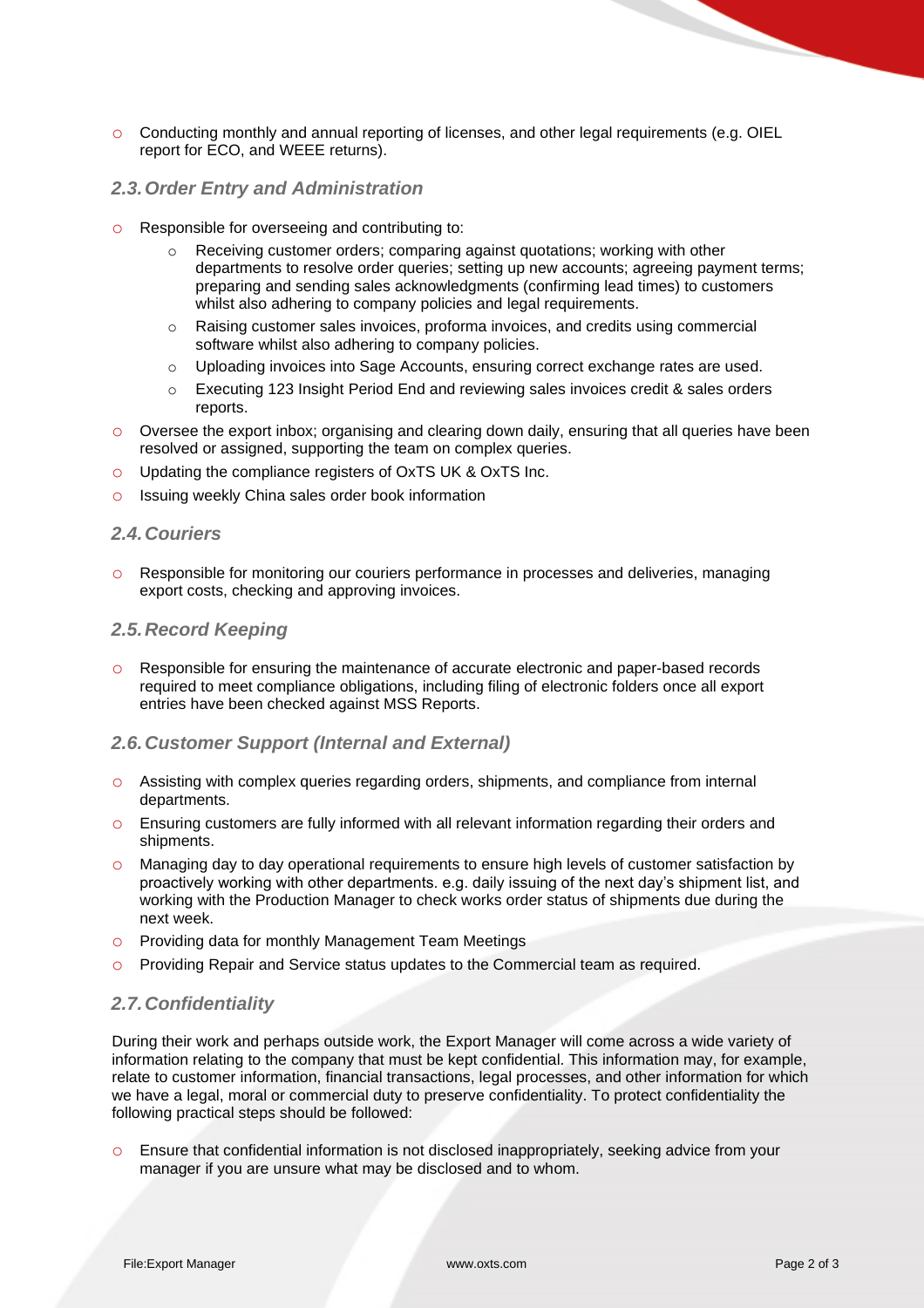- Conducting monthly and annual reporting of licenses, and other legal requirements (e.g. OIEL report for ECO, and WEEE returns).

### *2.3. Order Entry and Administration*

- Responsible for overseeing and contributing to:
  - Receiving customer orders; comparing against quotations; working with other departments to resolve order queries; setting up new accounts; agreeing payment terms; preparing and sending sales acknowledgments (confirming lead times) to customers whilst also adhering to company policies and legal requirements.
  - Raising customer sales invoices, proforma invoices, and credits using commercial software whilst also adhering to company policies.
  - Uploading invoices into Sage Accounts, ensuring correct exchange rates are used.
  - Executing 123 Insight Period End and reviewing sales invoices credit & sales orders reports.
- Oversee the export inbox; organising and clearing down daily, ensuring that all queries have been resolved or assigned, supporting the team on complex queries.
- Updating the compliance registers of OxTS UK & OxTS Inc.
- Issuing weekly China sales order book information

### *2.4. Couriers*

- Responsible for monitoring our couriers performance in processes and deliveries, managing export costs, checking and approving invoices.

### *2.5. Record Keeping*

- Responsible for ensuring the maintenance of accurate electronic and paper-based records required to meet compliance obligations, including filing of electronic folders once all export entries have been checked against MSS Reports.

### *2.6. Customer Support (Internal and External)*

- Assisting with complex queries regarding orders, shipments, and compliance from internal departments.
- Ensuring customers are fully informed with all relevant information regarding their orders and shipments.
- Managing day to day operational requirements to ensure high levels of customer satisfaction by proactively working with other departments. e.g. daily issuing of the next day's shipment list, and working with the Production Manager to check works order status of shipments due during the next week.
- Providing data for monthly Management Team Meetings
- Providing Repair and Service status updates to the Commercial team as required.

### *2.7. Confidentiality*

During their work and perhaps outside work, the Export Manager will come across a wide variety of information relating to the company that must be kept confidential. This information may, for example, relate to customer information, financial transactions, legal processes, and other information for which we have a legal, moral or commercial duty to preserve confidentiality. To protect confidentiality the following practical steps should be followed:

- Ensure that confidential information is not disclosed inappropriately, seeking advice from your manager if you are unsure what may be disclosed and to whom.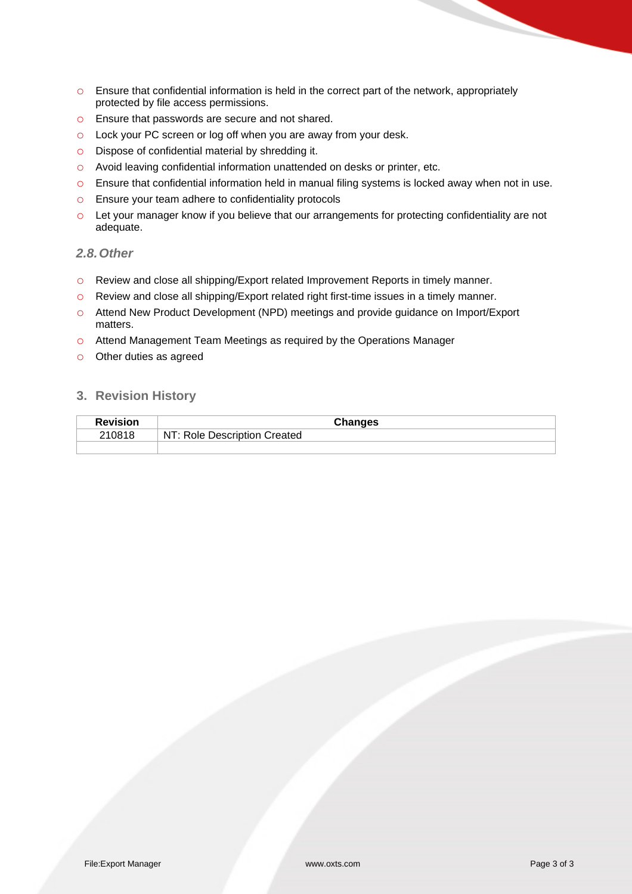- Ensure that confidential information is held in the correct part of the network, appropriately protected by file access permissions.
- Ensure that passwords are secure and not shared.
- Lock your PC screen or log off when you are away from your desk.
- Dispose of confidential material by shredding it.
- Avoid leaving confidential information unattended on desks or printer, etc.
- Ensure that confidential information held in manual filing systems is locked away when not in use.
- Ensure your team adhere to confidentiality protocols
- Let your manager know if you believe that our arrangements for protecting confidentiality are not adequate.

### *2.8. Other*

- Review and close all shipping/Export related Improvement Reports in timely manner.
- Review and close all shipping/Export related right first-time issues in a timely manner.
- Attend New Product Development (NPD) meetings and provide guidance on Import/Export matters.
- Attend Management Team Meetings as required by the Operations Manager
- Other duties as agreed

## 3. Revision History

| Revision | Changes |
|---|---|
| 210818 | NT: Role Description Created |
| | |